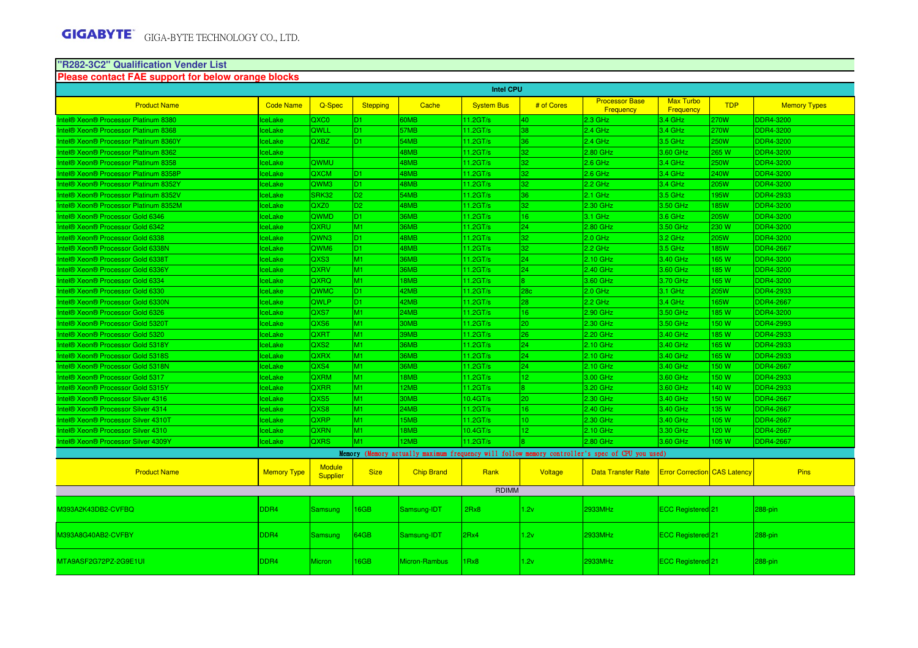## "R282-3C2" Qualification Vender List

**Please contact FAE support for below orange blocks**

| Intel CPU | | | | | | | | | | |
|---|---|---|---|---|---|---|---|---|---|---|
| Product Name | Code Name | Q-Spec | Stepping | Cache | System Bus | # of Cores | Processor Base Frequency | Max Turbo Frequency | TDP | Memory Types |
| Intel® Xeon® Processor Platinum 8380 | IceLake | QXC0 | D1 | 60MB | 11.2GT/s | 40 | 2.3 GHz | 3.4 GHz | 270W | DDR4-3200 |
| Intel® Xeon® Processor Platinum 8368 | IceLake | QWLL | D1 | 57MB | 11.2GT/s | 38 | 2.4 GHz | 3.4 GHz | 270W | DDR4-3200 |
| Intel® Xeon® Processor Platinum 8360Y | IceLake | QXBZ | D1 | 54MB | 11.2GT/s | 36 | 2.4 GHz | 3.5 GHz | 250W | DDR4-3200 |
| Intel® Xeon® Processor Platinum 8362 | IceLake | | | 48MB | 11.2GT/s | 32 | 2.80 GHz | 3.60 GHz | 265 W | DDR4-3200 |
| Intel® Xeon® Processor Platinum 8358 | IceLake | QWMU | | 48MB | 11.2GT/s | 32 | 2.6 GHz | 3.4 GHz | 250W | DDR4-3200 |
| Intel® Xeon® Processor Platinum 8358P | IceLake | QXCM | D1 | 48MB | 11.2GT/s | 32 | 2.6 GHz | 3.4 GHz | 240W | DDR4-3200 |
| Intel® Xeon® Processor Platinum 8352Y | IceLake | QWM3 | D1 | 48MB | 11.2GT/s | 32 | 2.2 GHz | 3.4 GHz | 205W | DDR4-3200 |
| Intel® Xeon® Processor Platinum 8352V | IceLake | SRK32 | D2 | 54MB | 11.2GT/s | 36 | 2.1 GHz | 3.5 GHz | 195W | DDR4-2933 |
| Intel® Xeon® Processor Platinum 8352M | IceLake | QXZ0 | D2 | 48MB | 11.2GT/s | 32 | 2.30 GHz | 3.50 GHz | 185W | DDR4-3200 |
| Intel® Xeon® Processor Gold 6346 | IceLake | QWMD | D1 | 36MB | 11.2GT/s | 16 | 3.1 GHz | 3.6 GHz | 205W | DDR4-3200 |
| Intel® Xeon® Processor Gold 6342 | IceLake | QXRU | M1 | 36MB | 11.2GT/s | 24 | 2.80 GHz | 3.50 GHz | 230 W | DDR4-3200 |
| Intel® Xeon® Processor Gold 6338 | IceLake | QWN3 | D1 | 48MB | 11.2GT/s | 32 | 2.0 GHz | 3.2 GHz | 205W | DDR4-3200 |
| Intel® Xeon® Processor Gold 6338N | IceLake | QWM6 | D1 | 48MB | 11.2GT/s | 32 | 2.2 GHz | 3.5 GHz | 185W | DDR4-2667 |
| Intel® Xeon® Processor Gold 6338T | IceLake | QXS3 | M1 | 36MB | 11.2GT/s | 24 | 2.10 GHz | 3.40 GHz | 165 W | DDR4-3200 |
| Intel® Xeon® Processor Gold 6336Y | IceLake | QXRV | M1 | 36MB | 11.2GT/s | 24 | 2.40 GHz | 3.60 GHz | 185 W | DDR4-3200 |
| Intel® Xeon® Processor Gold 6334 | IceLake | QXRQ | M1 | 18MB | 11.2GT/s | 8 | 3.60 GHz | 3.70 GHz | 165 W | DDR4-3200 |
| Intel® Xeon® Processor Gold 6330 | IceLake | QWMC | D1 | 42MB | 11.2GT/s | 28c | 2.0 GHz | 3.1 GHz | 205W | DDR4-2933 |
| Intel® Xeon® Processor Gold 6330N | IceLake | QWLP | D1 | 42MB | 11.2GT/s | 28 | 2.2 GHz | 3.4 GHz | 165W | DDR4-2667 |
| Intel® Xeon® Processor Gold 6326 | IceLake | QXS7 | M1 | 24MB | 11.2GT/s | 16 | 2.90 GHz | 3.50 GHz | 185 W | DDR4-3200 |
| Intel® Xeon® Processor Gold 5320T | IceLake | QXS6 | M1 | 30MB | 11.2GT/s | 20 | 2.30 GHz | 3.50 GHz | 150 W | DDR4-2993 |
| Intel® Xeon® Processor Gold 5320 | IceLake | QXRT | M1 | 39MB | 11.2GT/s | 26 | 2.20 GHz | 3.40 GHz | 185 W | DDR4-2933 |
| Intel® Xeon® Processor Gold 5318Y | IceLake | QXS2 | M1 | 36MB | 11.2GT/s | 24 | 2.10 GHz | 3.40 GHz | 165 W | DDR4-2933 |
| Intel® Xeon® Processor Gold 5318S | IceLake | QXRX | M1 | 36MB | 11.2GT/s | 24 | 2.10 GHz | 3.40 GHz | 165 W | DDR4-2933 |
| Intel® Xeon® Processor Gold 5318N | IceLake | QXS4 | M1 | 36MB | 11.2GT/s | 24 | 2.10 GHz | 3.40 GHz | 150 W | DDR4-2667 |
| Intel® Xeon® Processor Gold 5317 | IceLake | QXRM | M1 | 18MB | 11.2GT/s | 12 | 3.00 GHz | 3.60 GHz | 150 W | DDR4-2933 |
| Intel® Xeon® Processor Gold 5315Y | IceLake | QXRR | M1 | 12MB | 11.2GT/s | 8 | 3.20 GHz | 3.60 GHz | 140 W | DDR4-2933 |
| Intel® Xeon® Processor Silver 4316 | IceLake | QXS5 | M1 | 30MB | 10.4GT/s | 20 | 2.30 GHz | 3.40 GHz | 150 W | DDR4-2667 |
| Intel® Xeon® Processor Silver 4314 | IceLake | QXS8 | M1 | 24MB | 11.2GT/s | 16 | 2.40 GHz | 3.40 GHz | 135 W | DDR4-2667 |
| Intel® Xeon® Processor Silver 4310T | IceLake | QXRP | M1 | 15MB | 11.2GT/s | 10 | 2.30 GHz | 3.40 GHz | 105 W | DDR4-2667 |
| Intel® Xeon® Processor Silver 4310 | IceLake | QXRN | M1 | 18MB | 10.4GT/s | 12 | 2.10 GHz | 3.30 GHz | 120 W | DDR4-2667 |
| Intel® Xeon® Processor Silver 4309Y | IceLake | QXRS | M1 | 12MB | 11.2GT/s | 8 | 2.80 GHz | 3.60 GHz | 105 W | DDR4-2667 |

Memory (Memory actually maximum frequency will follow memory controller's spec of CPU you used)

| Product Name | Memory Type | Module Supplier | Size | Chip Brand | Rank | Voltage | Data Transfer Rate | Error Correction | CAS Latency | Pins |
|---|---|---|---|---|---|---|---|---|---|---|
| RDIMM | | | | | | | | | | |
| M393A2K43DB2-CVFBQ | DDR4 | Samsung | 16GB | Samsung-IDT | 2Rx8 | 1.2v | 2933MHz | ECC Registered | 21 | 288-pin |
| M393A8G40AB2-CVFBY | DDR4 | Samsung | 64GB | Samsung-IDT | 2Rx4 | 1.2v | 2933MHz | ECC Registered | 21 | 288-pin |
| MTA9ASF2G72PZ-2G9E1UI | DDR4 | Micron | 16GB | Micron-Rambus | 1Rx8 | 1.2v | 2933MHz | ECC Registered | 21 | 288-pin |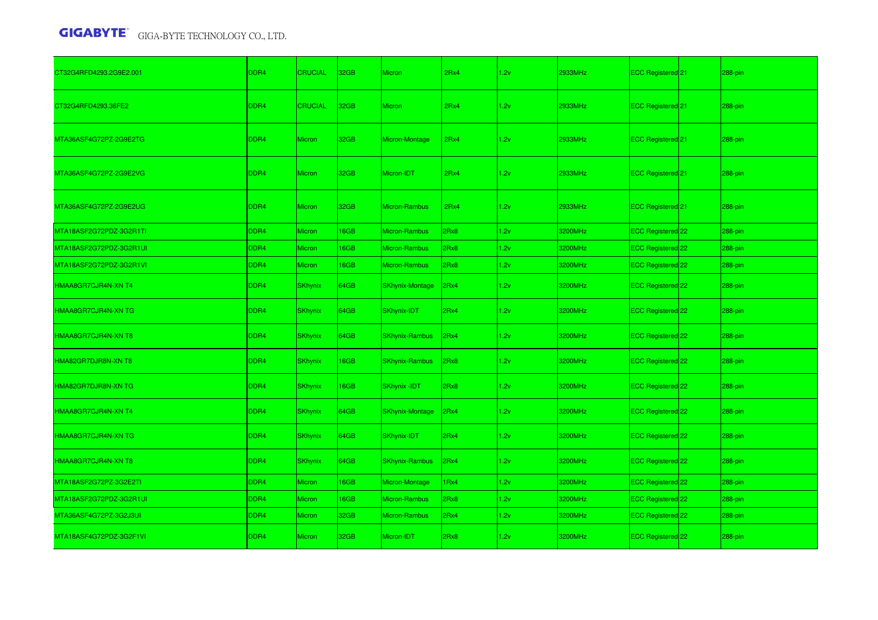| | | | | | | | | | | |
|---|---|---|---|---|---|---|---|---|---|---|
| CT32G4RFD4293.2G9E2.001 | DDR4 | CRUCIAL | 32GB | Micron | 2Rx4 | 1.2v | 2933MHz | ECC Registered | 21 | 288-pin |
| CT32G4RFD4293.36FE2 | DDR4 | CRUCIAL | 32GB | Micron | 2Rx4 | 1.2v | 2933MHz | ECC Registered | 21 | 288-pin |
| MTA36ASF4G72PZ-2G9E2TG | DDR4 | Micron | 32GB | Micron-Montage | 2Rx4 | 1.2v | 2933MHz | ECC Registered | 21 | 288-pin |
| MTA36ASF4G72PZ-2G9E2VG | DDR4 | Micron | 32GB | Micron-IDT | 2Rx4 | 1.2v | 2933MHz | ECC Registered | 21 | 288-pin |
| MTA36ASF4G72PZ-2G9E2UG | DDR4 | Micron | 32GB | Micron-Rambus | 2Rx4 | 1.2v | 2933MHz | ECC Registered | 21 | 288-pin |
| MTA18ASF2G72PDZ-3G2R1TI | DDR4 | Micron | 16GB | Micron-Rambus | 2Rx8 | 1.2v | 3200MHz | ECC Registered | 22 | 288-pin |
| MTA18ASF2G72PDZ-3G2R1UI | DDR4 | Micron | 16GB | Micron-Rambus | 2Rx8 | 1.2v | 3200MHz | ECC Registered | 22 | 288-pin |
| MTA18ASF2G72PDZ-3G2R1VI | DDR4 | Micron | 16GB | Micron-Rambus | 2Rx8 | 1.2v | 3200MHz | ECC Registered | 22 | 288-pin |
| HMAA8GR7CJR4N-XN T4 | DDR4 | SKhynix | 64GB | SKhynix-Montage | 2Rx4 | 1.2v | 3200MHz | ECC Registered | 22 | 288-pin |
| HMAA8GR7CJR4N-XN TG | DDR4 | SKhynix | 64GB | SKhynix-IDT | 2Rx4 | 1.2v | 3200MHz | ECC Registered | 22 | 288-pin |
| HMAA8GR7CJR4N-XN T8 | DDR4 | SKhynix | 64GB | SKhynix-Rambus | 2Rx4 | 1.2v | 3200MHz | ECC Registered | 22 | 288-pin |
| HMA82GR7DJR8N-XN T8 | DDR4 | SKhynix | 16GB | SKhynix-Rambus | 2Rx8 | 1.2v | 3200MHz | ECC Registered | 22 | 288-pin |
| HMA82GR7DJR8N-XN TG | DDR4 | SKhynix | 16GB | SKhynix -IDT | 2Rx8 | 1.2v | 3200MHz | ECC Registered | 22 | 288-pin |
| HMAA8GR7CJR4N-XN T4 | DDR4 | SKhynix | 64GB | SKhynix-Montage | 2Rx4 | 1.2v | 3200MHz | ECC Registered | 22 | 288-pin |
| HMAA8GR7CJR4N-XN TG | DDR4 | SKhynix | 64GB | SKhynix-IDT | 2Rx4 | 1.2v | 3200MHz | ECC Registered | 22 | 288-pin |
| HMAA8GR7CJR4N-XN T8 | DDR4 | SKhynix | 64GB | SKhynix-Rambus | 2Rx4 | 1.2v | 3200MHz | ECC Registered | 22 | 288-pin |
| MTA18ASF2G72PZ-3G2E2TI | DDR4 | Micron | 16GB | Micron-Montage | 1Rx4 | 1.2v | 3200MHz | ECC Registered | 22 | 288-pin |
| MTA18ASF2G72PDZ-3G2R1UI | DDR4 | Micron | 16GB | Micron-Rambus | 2Rx8 | 1.2v | 3200MHz | ECC Registered | 22 | 288-pin |
| MTA36ASF4G72PZ-3G2J3UI | DDR4 | Micron | 32GB | Micron-Rambus | 2Rx4 | 1.2v | 3200MHz | ECC Registered | 22 | 288-pin |
| MTA18ASF4G72PDZ-3G2F1VI | DDR4 | Micron | 32GB | Micron-IDT | 2Rx8 | 1.2v | 3200MHz | ECC Registered | 22 | 288-pin |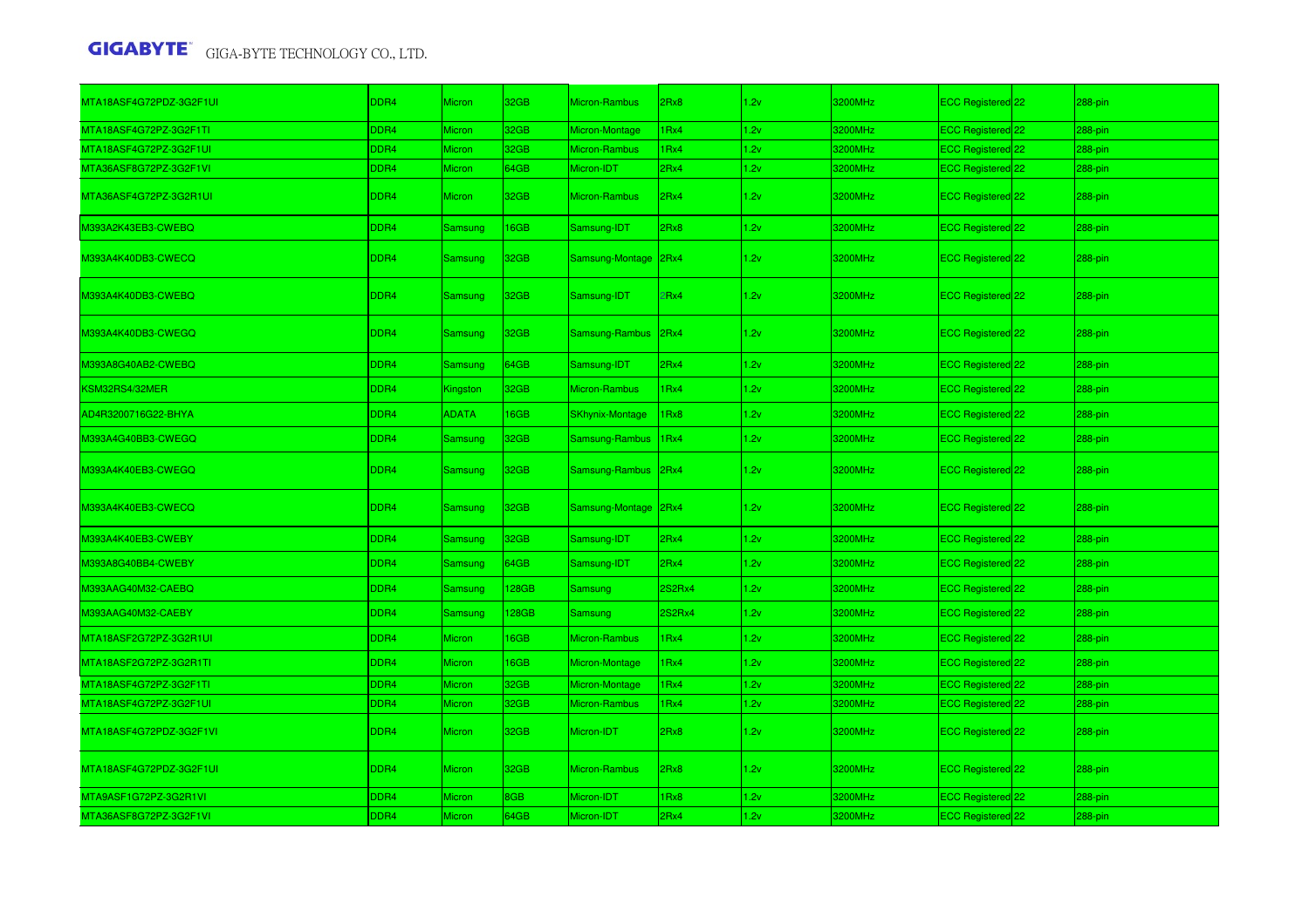| MTA18ASF4G72PDZ-3G2F1UI | DDR4 | Micron | 32GB | Micron-Rambus | 2Rx8 | 1.2v | 3200MHz | ECC Registered | 22 | 288-pin |
|---|---|---|---|---|---|---|---|---|---|---|
| MTA18ASF4G72PZ-3G2F1TI | DDR4 | Micron | 32GB | Micron-Montage | 1Rx4 | 1.2v | 3200MHz | ECC Registered | 22 | 288-pin |
| MTA18ASF4G72PZ-3G2F1UI | DDR4 | Micron | 32GB | Micron-Rambus | 1Rx4 | 1.2v | 3200MHz | ECC Registered | 22 | 288-pin |
| MTA36ASF8G72PZ-3G2F1VI | DDR4 | Micron | 64GB | Micron-IDT | 2Rx4 | 1.2v | 3200MHz | ECC Registered | 22 | 288-pin |
| MTA36ASF4G72PZ-3G2R1UI | DDR4 | Micron | 32GB | Micron-Rambus | 2Rx4 | 1.2v | 3200MHz | ECC Registered | 22 | 288-pin |
| M393A2K43EB3-CWEBQ | DDR4 | Samsung | 16GB | Samsung-IDT | 2Rx8 | 1.2v | 3200MHz | ECC Registered | 22 | 288-pin |
| M393A4K40DB3-CWECQ | DDR4 | Samsung | 32GB | Samsung-Montage | 2Rx4 | 1.2v | 3200MHz | ECC Registered | 22 | 288-pin |
| M393A4K40DB3-CWEBQ | DDR4 | Samsung | 32GB | Samsung-IDT | 2Rx4 | 1.2v | 3200MHz | ECC Registered | 22 | 288-pin |
| M393A4K40DB3-CWEGQ | DDR4 | Samsung | 32GB | Samsung-Rambus | 2Rx4 | 1.2v | 3200MHz | ECC Registered | 22 | 288-pin |
| M393A8G40AB2-CWEBQ | DDR4 | Samsung | 64GB | Samsung-IDT | 2Rx4 | 1.2v | 3200MHz | ECC Registered | 22 | 288-pin |
| KSM32RS4/32MER | DDR4 | Kingston | 32GB | Micron-Rambus | 1Rx4 | 1.2v | 3200MHz | ECC Registered | 22 | 288-pin |
| AD4R3200716G22-BHYA | DDR4 | ADATA | 16GB | SKhynix-Montage | 1Rx8 | 1.2v | 3200MHz | ECC Registered | 22 | 288-pin |
| M393A4G40BB3-CWEGQ | DDR4 | Samsung | 32GB | Samsung-Rambus | 1Rx4 | 1.2v | 3200MHz | ECC Registered | 22 | 288-pin |
| M393A4K40EB3-CWEGQ | DDR4 | Samsung | 32GB | Samsung-Rambus | 2Rx4 | 1.2v | 3200MHz | ECC Registered | 22 | 288-pin |
| M393A4K40EB3-CWECQ | DDR4 | Samsung | 32GB | Samsung-Montage | 2Rx4 | 1.2v | 3200MHz | ECC Registered | 22 | 288-pin |
| M393A4K40EB3-CWEBY | DDR4 | Samsung | 32GB | Samsung-IDT | 2Rx4 | 1.2v | 3200MHz | ECC Registered | 22 | 288-pin |
| M393A8G40BB4-CWEBY | DDR4 | Samsung | 64GB | Samsung-IDT | 2Rx4 | 1.2v | 3200MHz | ECC Registered | 22 | 288-pin |
| M393AAG40M32-CAEBQ | DDR4 | Samsung | 128GB | Samsung | 2S2Rx4 | 1.2v | 3200MHz | ECC Registered | 22 | 288-pin |
| M393AAG40M32-CAEBY | DDR4 | Samsung | 128GB | Samsung | 2S2Rx4 | 1.2v | 3200MHz | ECC Registered | 22 | 288-pin |
| MTA18ASF2G72PZ-3G2R1UI | DDR4 | Micron | 16GB | Micron-Rambus | 1Rx4 | 1.2v | 3200MHz | ECC Registered | 22 | 288-pin |
| MTA18ASF2G72PZ-3G2R1TI | DDR4 | Micron | 16GB | Micron-Montage | 1Rx4 | 1.2v | 3200MHz | ECC Registered | 22 | 288-pin |
| MTA18ASF4G72PZ-3G2F1TI | DDR4 | Micron | 32GB | Micron-Montage | 1Rx4 | 1.2v | 3200MHz | ECC Registered | 22 | 288-pin |
| MTA18ASF4G72PZ-3G2F1UI | DDR4 | Micron | 32GB | Micron-Rambus | 1Rx4 | 1.2v | 3200MHz | ECC Registered | 22 | 288-pin |
| MTA18ASF4G72PDZ-3G2F1VI | DDR4 | Micron | 32GB | Micron-IDT | 2Rx8 | 1.2v | 3200MHz | ECC Registered | 22 | 288-pin |
| MTA18ASF4G72PDZ-3G2F1UI | DDR4 | Micron | 32GB | Micron-Rambus | 2Rx8 | 1.2v | 3200MHz | ECC Registered | 22 | 288-pin |
| MTA9ASF1G72PZ-3G2R1VI | DDR4 | Micron | 8GB | Micron-IDT | 1Rx8 | 1.2v | 3200MHz | ECC Registered | 22 | 288-pin |
| MTA36ASF8G72PZ-3G2F1VI | DDR4 | Micron | 64GB | Micron-IDT | 2Rx4 | 1.2v | 3200MHz | ECC Registered | 22 | 288-pin |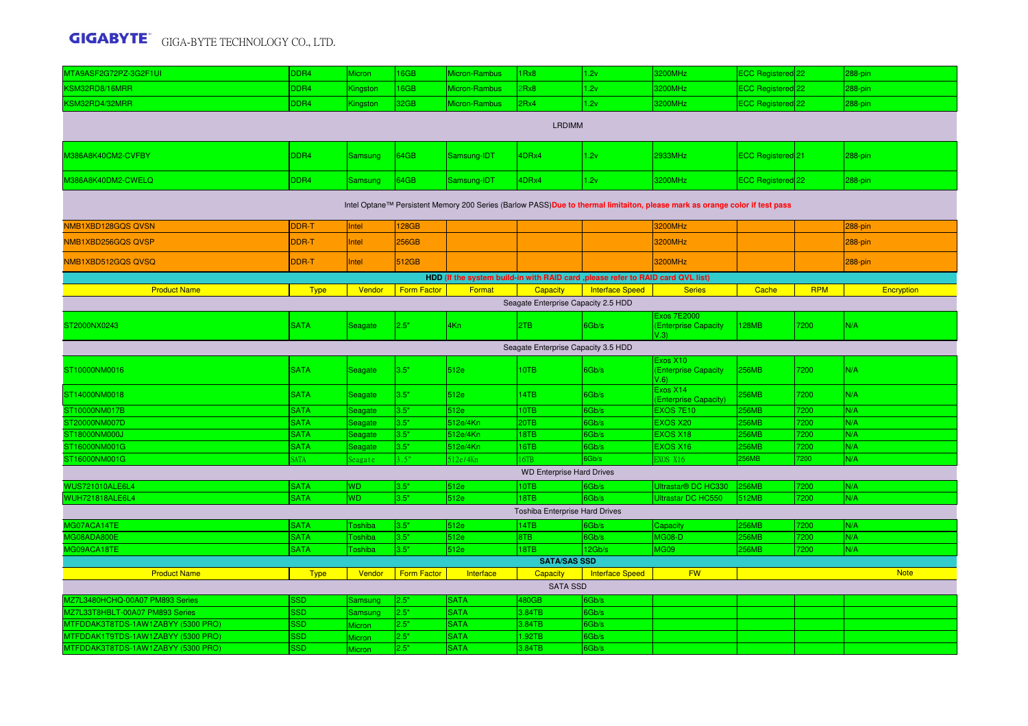| | | | | | | | | | | |
|---|---|---|---|---|---|---|---|---|---|---|
| MTA9ASF2G72PZ-3G2F1UI | DDR4 | Micron | 16GB | Micron-Rambus | 1Rx8 | 1.2v | 3200MHz | ECC Registered | 22 | 288-pin |
| KSM32RD8/16MRR | DDR4 | Kingston | 16GB | Micron-Rambus | 2Rx8 | 1.2v | 3200MHz | ECC Registered | 22 | 288-pin |
| KSM32RD4/32MRR | DDR4 | Kingston | 32GB | Micron-Rambus | 2Rx4 | 1.2v | 3200MHz | ECC Registered | 22 | 288-pin |
| LRDIMM | | | | | | | | | | |
| M386A8K40CM2-CVFBY | DDR4 | Samsung | 64GB | Samsung-IDT | 4DRx4 | 1.2v | 2933MHz | ECC Registered | 21 | 288-pin |
| M386A8K40DM2-CWELQ | DDR4 | Samsung | 64GB | Samsung-IDT | 4DRx4 | 1.2v | 3200MHz | ECC Registered | 22 | 288-pin |
| Intel Optane™ Persistent Memory 200 Series (Barlow PASS) **Due to thermal limitaiton, please mark as orange color if test pass** | | | | | | | | | | |
| NMB1XBD128GQS QVSN | DDR-T | Intel | 128GB | | | | 3200MHz | | | 288-pin |
| NMB1XBD256GQS QVSP | DDR-T | Intel | 256GB | | | | 3200MHz | | | 288-pin |
| NMB1XBD512GQS QVSQ | DDR-T | Intel | 512GB | | | | 3200MHz | | | 288-pin |

**HDD (If the system build-in with RAID card ,please refer to RAID card QVL list)**

| Product Name | Type | Vendor | Form Factor | Format | Capacity | Interface Speed | Series | Cache | RPM | Encryption |
|---|---|---|---|---|---|---|---|---|---|---|
| Seagate Enterprise Capacity 2.5 HDD | | | | | | | | | | |
| ST2000NX0243 | SATA | Seagate | 2.5" | 4Kn | 2TB | 6Gb/s | Exos 7E2000 (Enterprise Capacity V.3) | 128MB | 7200 | N/A |
| Seagate Enterprise Capacity 3.5 HDD | | | | | | | | | | |
| ST10000NM0016 | SATA | Seagate | 3.5" | 512e | 10TB | 6Gb/s | Exos X10 (Enterprise Capacity V.6) | 256MB | 7200 | N/A |
| ST14000NM0018 | SATA | Seagate | 3.5" | 512e | 14TB | 6Gb/s | Exos X14 (Enterprise Capacity) | 256MB | 7200 | N/A |
| ST10000NM017B | SATA | Seagate | 3.5" | 512e | 10TB | 6Gb/s | EXOS 7E10 | 256MB | 7200 | N/A |
| ST20000NM007D | SATA | Seagate | 3.5" | 512e/4Kn | 20TB | 6Gb/s | EXOS X20 | 256MB | 7200 | N/A |
| ST18000NM000J | SATA | Seagate | 3.5" | 512e/4Kn | 18TB | 6Gb/s | EXOS X18 | 256MB | 7200 | N/A |
| ST16000NM001G | SATA | Seagate | 3.5" | 512e/4Kn | 16TB | 6Gb/s | EXOS X16 | 256MB | 7200 | N/A |
| ST16000NM001G | SATA | Seagate | 3.5" | 512e/4Kn | 16TB | 6Gb/s | EXOS X16 | 256MB | 7200 | N/A |
| WD Enterprise Hard Drives | | | | | | | | | | |
| WUS721010ALE6L4 | SATA | WD | 3.5" | 512e | 10TB | 6Gb/s | Ultrastar® DC HC330 | 256MB | 7200 | N/A |
| WUH721818ALE6L4 | SATA | WD | 3.5" | 512e | 18TB | 6Gb/s | Ultrastar DC HC550 | 512MB | 7200 | N/A |
| Toshiba Enterprise Hard Drives | | | | | | | | | | |
| MG07ACA14TE | SATA | Toshiba | 3.5" | 512e | 14TB | 6Gb/s | Capacity | 256MB | 7200 | N/A |
| MG08ADA800E | SATA | Toshiba | 3.5" | 512e | 8TB | 6Gb/s | MG08-D | 256MB | 7200 | N/A |
| MG09ACA18TE | SATA | Toshiba | 3.5" | 512e | 18TB | 12Gb/s | MG09 | 256MB | 7200 | N/A |

**SATA/SAS SSD**

| Product Name | Type | Vendor | Form Factor | Interface | Capacity | Interface Speed | FW | Note |
|---|---|---|---|---|---|---|---|---|
| SATA SSD | | | | | | | | |
| MZ7L3480HCHQ-00A07 PM893 Series | SSD | Samsung | 2.5" | SATA | 480GB | 6Gb/s | | |
| MZ7L33T8HBLT-00A07 PM893 Series | SSD | Samsung | 2.5" | SATA | 3.84TB | 6Gb/s | | |
| MTFDDAK3T8TDS-1AW1ZABYY (5300 PRO) | SSD | Micron | 2.5" | SATA | 3.84TB | 6Gb/s | | |
| MTFDDAK1T9TDS-1AW1ZABYY (5300 PRO) | SSD | Micron | 2.5" | SATA | 1.92TB | 6Gb/s | | |
| MTFDDAK3T8TDS-1AW1ZABYY (5300 PRO) | SSD | Micron | 2.5" | SATA | 3.84TB | 6Gb/s | | |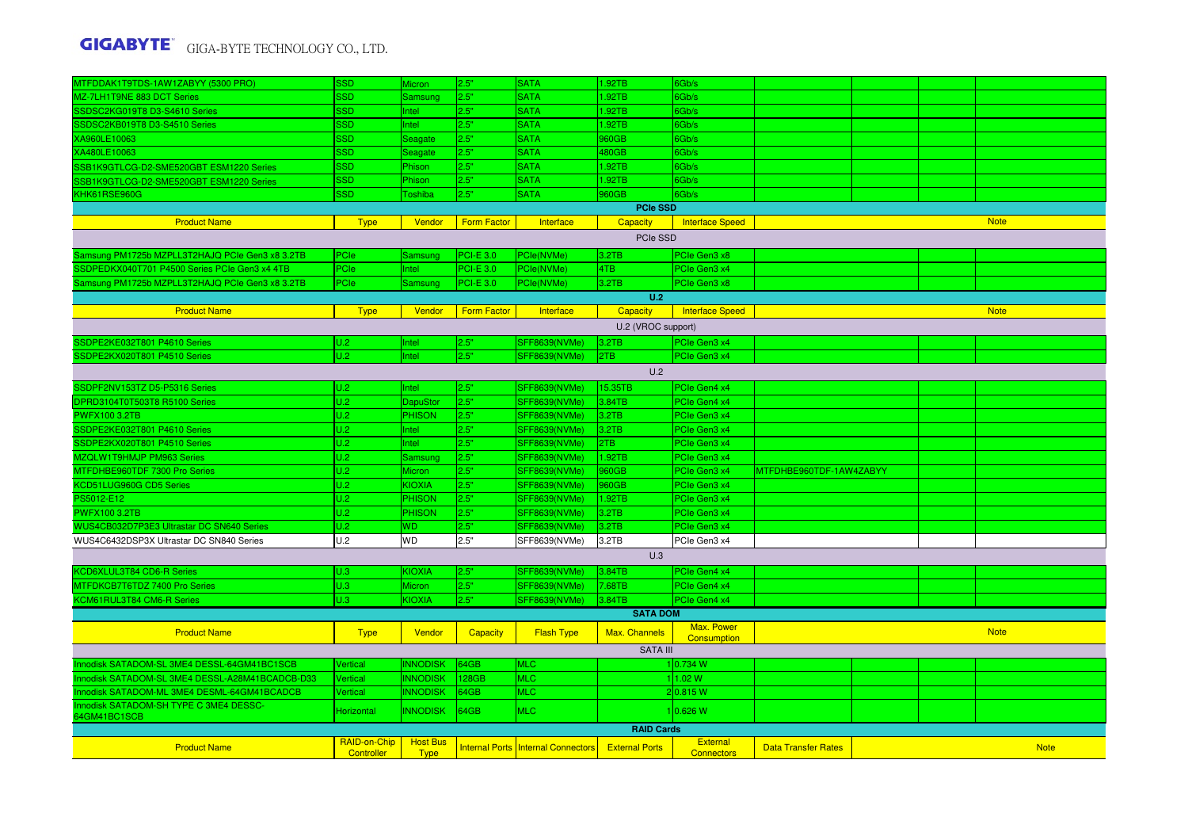| Product Name | Type | Vendor | Form Factor | Interface | Capacity | Interface Speed | | | | Note |
|---|---|---|---|---|---|---|---|---|---|---|
| MTFDDAK1T9TDS-1AW1ZABYY (5300 PRO) | SSD | Micron | 2.5" | SATA | 1.92TB | 6Gb/s | | | | |
| MZ-7LH1T9NE 883 DCT Series | SSD | Samsung | 2.5" | SATA | 1.92TB | 6Gb/s | | | | |
| SSDSC2KG019T8 D3-S4610 Series | SSD | Intel | 2.5" | SATA | 1.92TB | 6Gb/s | | | | |
| SSDSC2KB019T8 D3-S4510 Series | SSD | Intel | 2.5" | SATA | 1.92TB | 6Gb/s | | | | |
| XA960LE10063 | SSD | Seagate | 2.5" | SATA | 960GB | 6Gb/s | | | | |
| XA480LE10063 | SSD | Seagate | 2.5" | SATA | 480GB | 6Gb/s | | | | |
| SSB1K9GTLCG-D2-SME520GBT ESM1220 Series | SSD | Phison | 2.5" | SATA | 1.92TB | 6Gb/s | | | | |
| SSB1K9GTLCG-D2-SME520GBT ESM1220 Series | SSD | Phison | 2.5" | SATA | 1.92TB | 6Gb/s | | | | |
| KHK61RSE960G | SSD | Toshiba | 2.5" | SATA | 960GB | 6Gb/s | | | | |

**PCIe SSD**

| Product Name | Type | Vendor | Form Factor | Interface | Capacity | Interface Speed | | | | Note |
|---|---|---|---|---|---|---|---|---|---|---|
| PCIe SSD | | | | | | | | | | |
| Samsung PM1725b MZPLL3T2HAJQ PCIe Gen3 x8 3.2TB | PCIe | Samsung | PCI-E 3.0 | PCIe(NVMe) | 3.2TB | PCIe Gen3 x8 | | | | |
| SSDPEDKX040T701 P4500 Series PCIe Gen3 x4 4TB | PCIe | Intel | PCI-E 3.0 | PCIe(NVMe) | 4TB | PCIe Gen3 x4 | | | | |
| Samsung PM1725b MZPLL3T2HAJQ PCIe Gen3 x8 3.2TB | PCIe | Samsung | PCI-E 3.0 | PCIe(NVMe) | 3.2TB | PCIe Gen3 x8 | | | | |

**U.2**

| Product Name | Type | Vendor | Form Factor | Interface | Capacity | Interface Speed | | | | Note |
|---|---|---|---|---|---|---|---|---|---|---|
| U.2 (VROC support) | | | | | | | | | | |
| SSDPE2KE032T801 P4610 Series | U.2 | Intel | 2.5" | SFF8639(NVMe) | 3.2TB | PCIe Gen3 x4 | | | | |
| SSDPE2KX020T801 P4510 Series | U.2 | Intel | 2.5" | SFF8639(NVMe) | 2TB | PCIe Gen3 x4 | | | | |
| U.2 | | | | | | | | | | |
| SSDPF2NV153TZ D5-P5316 Series | U.2 | Intel | 2.5" | SFF8639(NVMe) | 15.35TB | PCIe Gen4 x4 | | | | |
| DPRD3104T0T503T8 R5100 Series | U.2 | DapuStor | 2.5" | SFF8639(NVMe) | 3.84TB | PCIe Gen4 x4 | | | | |
| PWFX100 3.2TB | U.2 | PHISON | 2.5" | SFF8639(NVMe) | 3.2TB | PCIe Gen3 x4 | | | | |
| SSDPE2KE032T801 P4610 Series | U.2 | Intel | 2.5" | SFF8639(NVMe) | 3.2TB | PCIe Gen3 x4 | | | | |
| SSDPE2KX020T801 P4510 Series | U.2 | Intel | 2.5" | SFF8639(NVMe) | 2TB | PCIe Gen3 x4 | | | | |
| MZQLW1T9HMJP PM963 Series | U.2 | Samsung | 2.5" | SFF8639(NVMe) | 1.92TB | PCIe Gen3 x4 | | | | |
| MTFDHBE960TDF 7300 Pro Series | U.2 | Micron | 2.5" | SFF8639(NVMe) | 960GB | PCIe Gen3 x4 | MTFDHBE960TDF-1AW4ZABYY | | | |
| KCD51LUG960G CD5 Series | U.2 | KIOXIA | 2.5" | SFF8639(NVMe) | 960GB | PCIe Gen3 x4 | | | | |
| PS5012-E12 | U.2 | PHISON | 2.5" | SFF8639(NVMe) | 1.92TB | PCIe Gen3 x4 | | | | |
| PWFX100 3.2TB | U.2 | PHISON | 2.5" | SFF8639(NVMe) | 3.2TB | PCIe Gen3 x4 | | | | |
| WUS4CB032D7P3E3 Ultrastar DC SN640 Series | U.2 | WD | 2.5" | SFF8639(NVMe) | 3.2TB | PCIe Gen3 x4 | | | | |
| WUS4C6432DSP3X Ultrastar DC SN840 Series | U.2 | WD | 2.5" | SFF8639(NVMe) | 3.2TB | PCIe Gen3 x4 | | | | |
| U.3 | | | | | | | | | | |
| KCD6XLUL3T84 CD6-R Series | U.3 | KIOXIA | 2.5" | SFF8639(NVMe) | 3.84TB | PCIe Gen4 x4 | | | | |
| MTFDKCB7T6TDZ 7400 Pro Series | U.3 | Micron | 2.5" | SFF8639(NVMe) | 7.68TB | PCIe Gen4 x4 | | | | |
| KCM61RUL3T84 CM6-R Series | U.3 | KIOXIA | 2.5" | SFF8639(NVMe) | 3.84TB | PCIe Gen4 x4 | | | | |

**SATA DOM**

| Product Name | Type | Vendor | Capacity | Flash Type | Max. Channels | Max. Power Consumption | | | | Note |
|---|---|---|---|---|---|---|---|---|---|---|
| SATA III | | | | | | | | | | |
| Innodisk SATADOM-SL 3ME4 DESSL-64GM41BC1SCB | Vertical | INNODISK | 64GB | MLC | 1 | 0.734 W | | | | |
| Innodisk SATADOM-SL 3ME4 DESSL-A28M41BCADCB-D33 | Vertical | INNODISK | 128GB | MLC | 1 | 1.02 W | | | | |
| Innodisk SATADOM-ML 3ME4 DESML-64GM41BCADCB | Vertical | INNODISK | 64GB | MLC | 2 | 0.815 W | | | | |
| Innodisk SATADOM-SH TYPE C 3ME4 DESSC-64GM41BC1SCB | Horizontal | INNODISK | 64GB | MLC | 1 | 0.626 W | | | | |

**RAID Cards**

| Product Name | RAID-on-Chip Controller | Host Bus Type | Internal Ports | Internal Connectors | External Ports | External Connectors | Data Transfer Rates | | Note |
|---|---|---|---|---|---|---|---|---|---|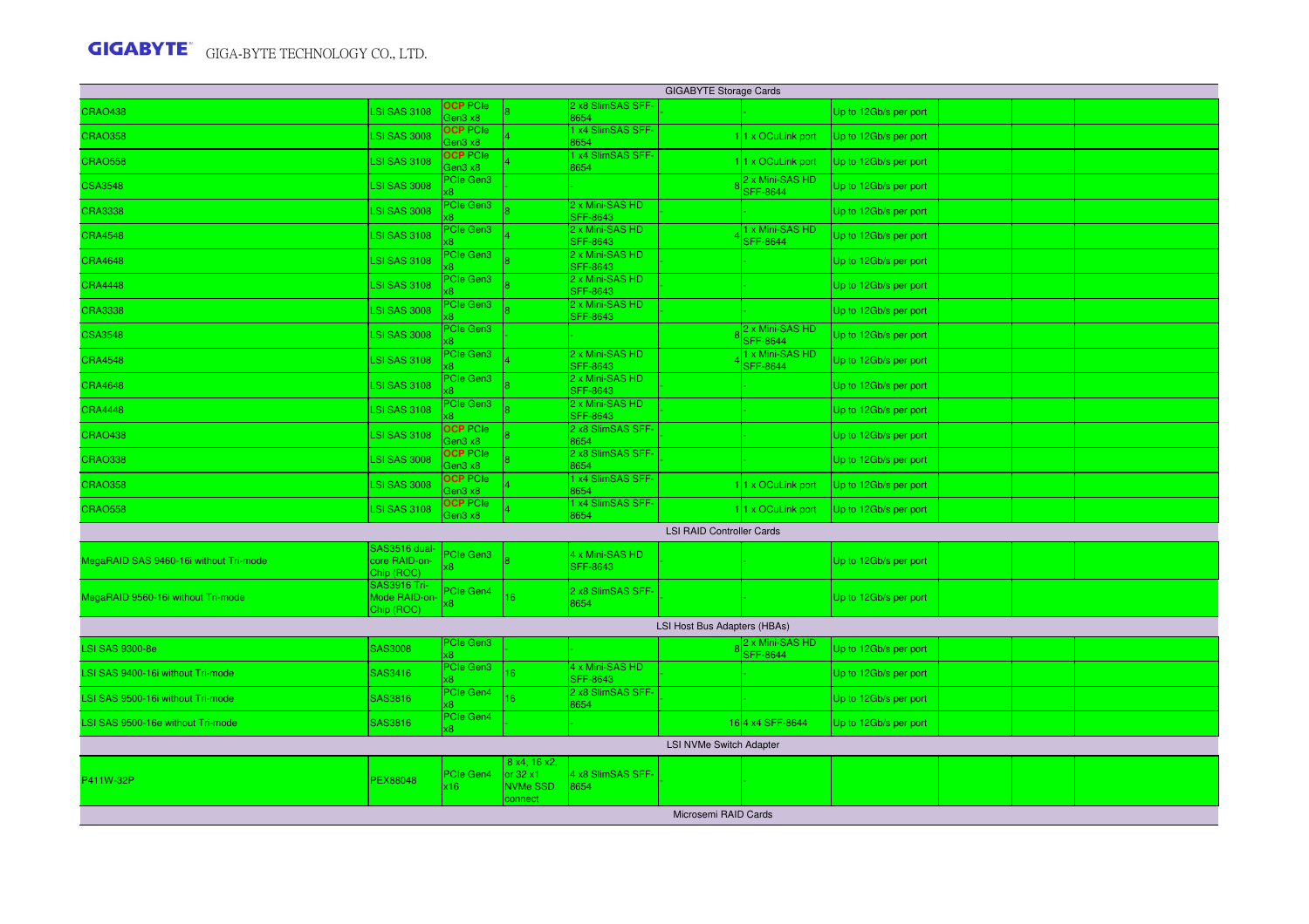| | | | | | | | | | | | |
|---|---|---|---|---|---|---|---|---|---|---|---|
| GIGABYTE Storage Cards | | | | | | | | | | | |
| CRAO438 | LSI SAS 3108 | OCP PCIe Gen3 x8 | 8 | 2 x8 SlimSAS SFF-8654 | - | | - | Up to 12Gb/s per port | | | |
| CRAO358 | LSI SAS 3008 | OCP PCIe Gen3 x8 | 4 | 1 x4 SlimSAS SFF-8654 | | 1 | 1 x OCuLink port | Up to 12Gb/s per port | | | |
| CRAO558 | LSI SAS 3108 | OCP PCIe Gen3 x8 | 4 | 1 x4 SlimSAS SFF-8654 | | 1 | 1 x OCuLink port | Up to 12Gb/s per port | | | |
| CSA3548 | LSI SAS 3008 | PCIe Gen3 x8 | - | - | | 8 | 2 x Mini-SAS HD SFF-8644 | Up to 12Gb/s per port | | | |
| CRA3338 | LSI SAS 3008 | PCIe Gen3 x8 | 8 | 2 x Mini-SAS HD SFF-8643 | - | | - | Up to 12Gb/s per port | | | |
| CRA4548 | LSI SAS 3108 | PCIe Gen3 x8 | 4 | 2 x Mini-SAS HD SFF-8643 | | 4 | 1 x Mini-SAS HD SFF-8644 | Up to 12Gb/s per port | | | |
| CRA4648 | LSI SAS 3108 | PCIe Gen3 x8 | 8 | 2 x Mini-SAS HD SFF-8643 | - | | - | Up to 12Gb/s per port | | | |
| CRA4448 | LSI SAS 3108 | PCIe Gen3 x8 | 8 | 2 x Mini-SAS HD SFF-8643 | - | | - | Up to 12Gb/s per port | | | |
| CRA3338 | LSI SAS 3008 | PCIe Gen3 x8 | 8 | 2 x Mini-SAS HD SFF-8643 | - | | - | Up to 12Gb/s per port | | | |
| CSA3548 | LSI SAS 3008 | PCIe Gen3 x8 | - | - | | 8 | 2 x Mini-SAS HD SFF-8644 | Up to 12Gb/s per port | | | |
| CRA4548 | LSI SAS 3108 | PCIe Gen3 x8 | 4 | 2 x Mini-SAS HD SFF-8643 | | 4 | 1 x Mini-SAS HD SFF-8644 | Up to 12Gb/s per port | | | |
| CRA4648 | LSI SAS 3108 | PCIe Gen3 x8 | 8 | 2 x Mini-SAS HD SFF-8643 | - | | - | Up to 12Gb/s per port | | | |
| CRA4448 | LSI SAS 3108 | PCIe Gen3 x8 | 8 | 2 x Mini-SAS HD SFF-8643 | - | | - | Up to 12Gb/s per port | | | |
| CRAO438 | LSI SAS 3108 | OCP PCIe Gen3 x8 | 8 | 2 x8 SlimSAS SFF-8654 | - | | - | Up to 12Gb/s per port | | | |
| CRAO338 | LSI SAS 3008 | OCP PCIe Gen3 x8 | 8 | 2 x8 SlimSAS SFF-8654 | - | | - | Up to 12Gb/s per port | | | |
| CRAO358 | LSI SAS 3008 | OCP PCIe Gen3 x8 | 4 | 1 x4 SlimSAS SFF-8654 | | 1 | 1 x OCuLink port | Up to 12Gb/s per port | | | |
| CRAO558 | LSI SAS 3108 | OCP PCIe Gen3 x8 | 4 | 1 x4 SlimSAS SFF-8654 | | 1 | 1 x OCuLink port | Up to 12Gb/s per port | | | |
| LSI RAID Controller Cards | | | | | | | | | | | |
| MegaRAID SAS 9460-16i without Tri-mode | SAS3516 dual-core RAID-on-Chip (ROC) | PCIe Gen3 x8 | 8 | 4 x Mini-SAS HD SFF-8643 | - | | - | Up to 12Gb/s per port | | | |
| MegaRAID 9560-16i without Tri-mode | SAS3916 Tri-Mode RAID-on-Chip (ROC) | PCIe Gen4 x8 | 16 | 2 x8 SlimSAS SFF-8654 | - | | - | Up to 12Gb/s per port | | | |
| LSI Host Bus Adapters (HBAs) | | | | | | | | | | | |
| LSI SAS 9300-8e | SAS3008 | PCIe Gen3 x8 | - | - | | 8 | 2 x Mini-SAS HD SFF-8644 | Up to 12Gb/s per port | | | |
| LSI SAS 9400-16i without Tri-mode | SAS3416 | PCIe Gen3 x8 | 16 | 4 x Mini-SAS HD SFF-8643 | - | | - | Up to 12Gb/s per port | | | |
| LSI SAS 9500-16i without Tri-mode | SAS3816 | PCIe Gen4 x8 | 16 | 2 x8 SlimSAS SFF-8654 | - | | - | Up to 12Gb/s per port | | | |
| LSI SAS 9500-16e without Tri-mode | SAS3816 | PCIe Gen4 x8 | - | - | | 16 | 4 x4 SFF-8644 | Up to 12Gb/s per port | | | |
| LSI NVMe Switch Adapter | | | | | | | | | | | |
| P411W-32P | PEX88048 | PCIe Gen4 x16 | 8 x4, 16 x2, or 32 x1 NVMe SSD connect | 4 x8 SlimSAS SFF-8654 | - | | - | | | | |
| Microsemi RAID Cards | | | | | | | | | | | |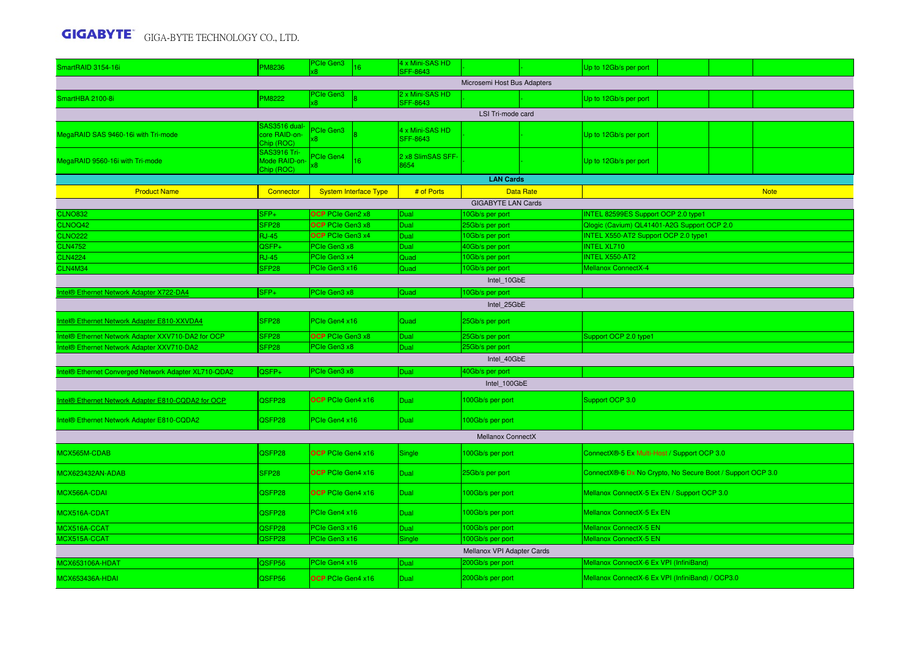| SmartRAID 3154-16i | PM8236 | PCIe Gen3 x8 | 16 | 4 x Mini-SAS HD SFF-8643 | - | - | Up to 12Gb/s per port | | | |
|---|---|---|---|---|---|---|---|---|---|---|
| | | | | Microsemi Host Bus Adapters | | | | | | |
| SmartHBA 2100-8i | PM8222 | PCIe Gen3 x8 | 8 | 2 x Mini-SAS HD SFF-8643 | - | - | Up to 12Gb/s per port | | | |
| | | | | LSI Tri-mode card | | | | | | |
| MegaRAID SAS 9460-16i with Tri-mode | SAS3516 dual-core RAID-on-Chip (ROC) | PCIe Gen3 x8 | 8 | 4 x Mini-SAS HD SFF-8643 | - | - | Up to 12Gb/s per port | | | |
| MegaRAID 9560-16i with Tri-mode | SAS3916 Tri-Mode RAID-on-Chip (ROC) | PCIe Gen4 x8 | 16 | 2 x8 SlimSAS SFF-8654 | - | - | Up to 12Gb/s per port | | | |

**LAN Cards**

| Product Name | Connector | System Interface Type | # of Ports | Data Rate | Note |
|---|---|---|---|---|---|
| | | | GIGABYTE LAN Cards | | |
| CLNO832 | SFP+ | OCP PCIe Gen2 x8 | Dual | 10Gb/s per port | INTEL 82599ES Support OCP 2.0 type1 |
| CLNOQ42 | SFP28 | OCP PCIe Gen3 x8 | Dual | 25Gb/s per port | Qlogic (Cavium) QL41401-A2G Support OCP 2.0 |
| CLNO222 | RJ-45 | OCP PCIe Gen3 x4 | Dual | 10Gb/s per port | INTEL X550-AT2 Support OCP 2.0 type1 |
| CLN4752 | QSFP+ | PCIe Gen3 x8 | Dual | 40Gb/s per port | INTEL XL710 |
| CLN4224 | RJ-45 | PCIe Gen3 x4 | Quad | 10Gb/s per port | INTEL X550-AT2 |
| CLN4M34 | SFP28 | PCIe Gen3 x16 | Quad | 10Gb/s per port | Mellanox ConnectX-4 |
| | | | Intel_10GbE | | |
| Intel® Ethernet Network Adapter X722-DA4 | SFP+ | PCIe Gen3 x8 | Quad | 10Gb/s per port | |
| | | | Intel_25GbE | | |
| Intel® Ethernet Network Adapter E810-XXVDA4 | SFP28 | PCIe Gen4 x16 | Quad | 25Gb/s per port | |
| Intel® Ethernet Network Adapter XXV710-DA2 for OCP | SFP28 | OCP PCIe Gen3 x8 | Dual | 25Gb/s per port | Support OCP 2.0 type1 |
| Intel® Ethernet Network Adapter XXV710-DA2 | SFP28 | PCIe Gen3 x8 | Dual | 25Gb/s per port | |
| | | | Intel_40GbE | | |
| Intel® Ethernet Converged Network Adapter XL710-QDA2 | QSFP+ | PCIe Gen3 x8 | Dual | 40Gb/s per port | |
| | | | Intel_100GbE | | |
| Intel® Ethernet Network Adapter E810-CQDA2 for OCP | QSFP28 | OCP PCIe Gen4 x16 | Dual | 100Gb/s per port | Support OCP 3.0 |
| Intel® Ethernet Network Adapter E810-CQDA2 | QSFP28 | PCIe Gen4 x16 | Dual | 100Gb/s per port | |
| | | | Mellanox ConnectX | | |
| MCX565M-CDAB | QSFP28 | OCP PCIe Gen4 x16 | Single | 100Gb/s per port | ConnectX®-5 Ex Multi-Host / Support OCP 3.0 |
| MCX623432AN-ADAB | SFP28 | OCP PCIe Gen4 x16 | Dual | 25Gb/s per port | ConnectX®-6 Dx No Crypto, No Secure Boot / Support OCP 3.0 |
| MCX566A-CDAI | QSFP28 | OCP PCIe Gen4 x16 | Dual | 100Gb/s per port | Mellanox ConnectX-5 Ex EN / Support OCP 3.0 |
| MCX516A-CDAT | QSFP28 | PCIe Gen4 x16 | Dual | 100Gb/s per port | Mellanox ConnectX-5 Ex EN |
| MCX516A-CCAT | QSFP28 | PCIe Gen3 x16 | Dual | 100Gb/s per port | Mellanox ConnectX-5 EN |
| MCX515A-CCAT | QSFP28 | PCIe Gen3 x16 | Single | 100Gb/s per port | Mellanox ConnectX-5 EN |
| | | | Mellanox VPI Adapter Cards | | |
| MCX653106A-HDAT | QSFP56 | PCIe Gen4 x16 | Dual | 200Gb/s per port | Mellanox ConnectX-6 Ex VPI (InfiniBand) |
| MCX653436A-HDAI | QSFP56 | OCP PCIe Gen4 x16 | Dual | 200Gb/s per port | Mellanox ConnectX-6 Ex VPI (InfiniBand) / OCP3.0 |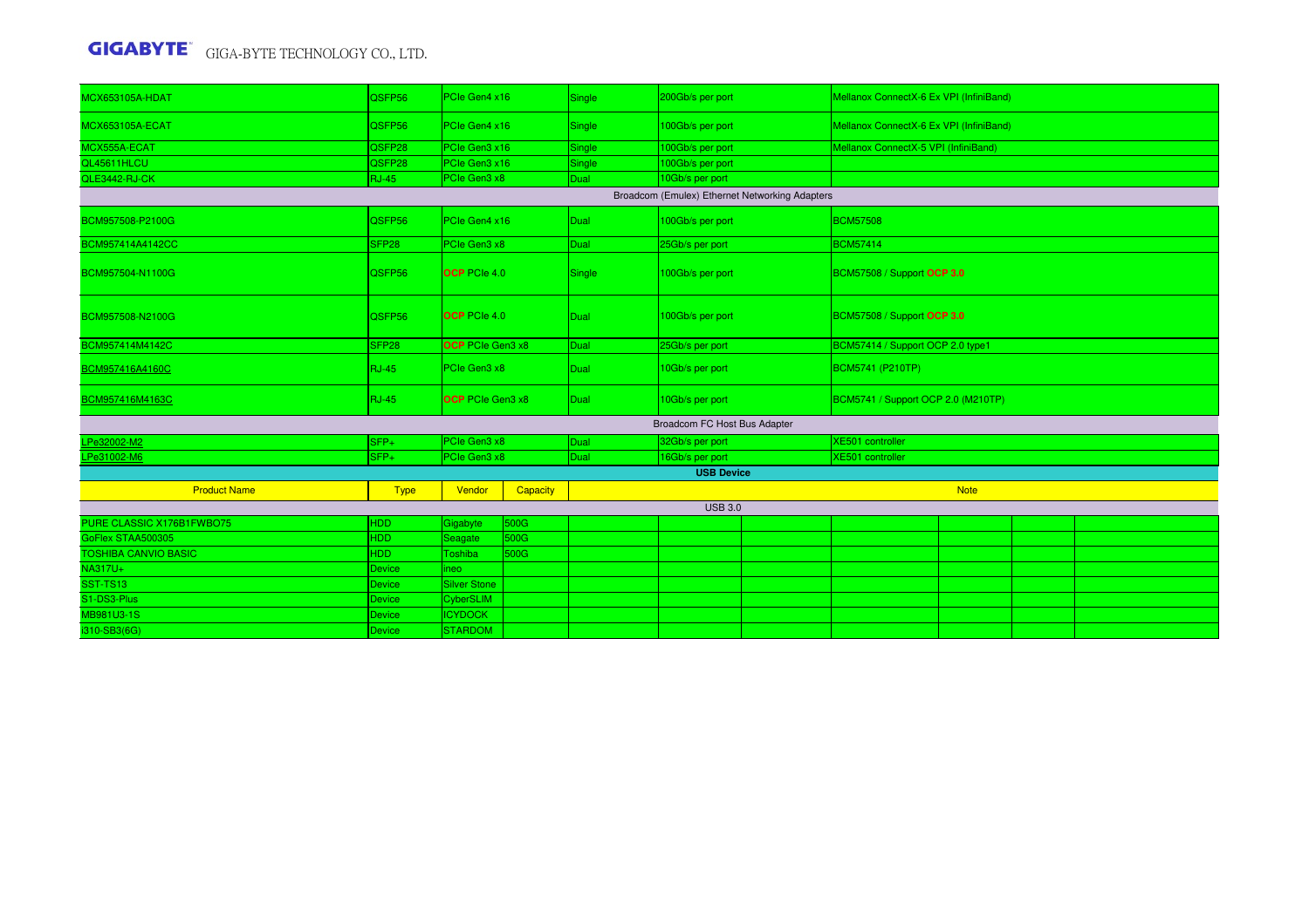| | | | | | |
|---|---|---|---|---|---|
| MCX653105A-HDAT | QSFP56 | PCIe Gen4 x16 | Single | 200Gb/s per port | Mellanox ConnectX-6 Ex VPI (InfiniBand) |
| MCX653105A-ECAT | QSFP56 | PCIe Gen4 x16 | Single | 100Gb/s per port | Mellanox ConnectX-6 Ex VPI (InfiniBand) |
| MCX555A-ECAT | QSFP28 | PCIe Gen3 x16 | Single | 100Gb/s per port | Mellanox ConnectX-5 VPI (InfiniBand) |
| QL45611HLCU | QSFP28 | PCIe Gen3 x16 | Single | 100Gb/s per port | |
| QLE3442-RJ-CK | RJ-45 | PCIe Gen3 x8 | Dual | 10Gb/s per port | |
| Broadcom (Emulex) Ethernet Networking Adapters | | | | | |
| BCM957508-P2100G | QSFP56 | PCIe Gen4 x16 | Dual | 100Gb/s per port | BCM57508 |
| BCM957414A4142CC | SFP28 | PCIe Gen3 x8 | Dual | 25Gb/s per port | BCM57414 |
| BCM957504-N1100G | QSFP56 | OCP PCIe 4.0 | Single | 100Gb/s per port | BCM57508 / Support OCP 3.0 |
| BCM957508-N2100G | QSFP56 | OCP PCIe 4.0 | Dual | 100Gb/s per port | BCM57508 / Support OCP 3.0 |
| BCM957414M4142C | SFP28 | OCP PCIe Gen3 x8 | Dual | 25Gb/s per port | BCM57414 / Support OCP 2.0 type1 |
| BCM957416A4160C | RJ-45 | PCIe Gen3 x8 | Dual | 10Gb/s per port | BCM5741 (P210TP) |
| BCM957416M4163C | RJ-45 | OCP PCIe Gen3 x8 | Dual | 10Gb/s per port | BCM5741 / Support OCP 2.0 (M210TP) |
| Broadcom FC Host Bus Adapter | | | | | |
| LPe32002-M2 | SFP+ | PCIe Gen3 x8 | Dual | 32Gb/s per port | XE501 controller |
| LPe31002-M6 | SFP+ | PCIe Gen3 x8 | Dual | 16Gb/s per port | XE501 controller |

**USB Device**

| Product Name | Type | Vendor | Capacity | Note |
|---|---|---|---|---|
| USB 3.0 | | | | |
| PURE CLASSIC X176B1FWBO75 | HDD | Gigabyte | 500G | |
| GoFlex STAA500305 | HDD | Seagate | 500G | |
| TOSHIBA CANVIO BASIC | HDD | Toshiba | 500G | |
| NA317U+ | Device | ineo | | |
| SST-TS13 | Device | Silver Stone | | |
| S1-DS3-Plus | Device | CyberSLIM | | |
| MB981U3-1S | Device | ICYDOCK | | |
| i310-SB3(6G) | Device | STARDOM | | |